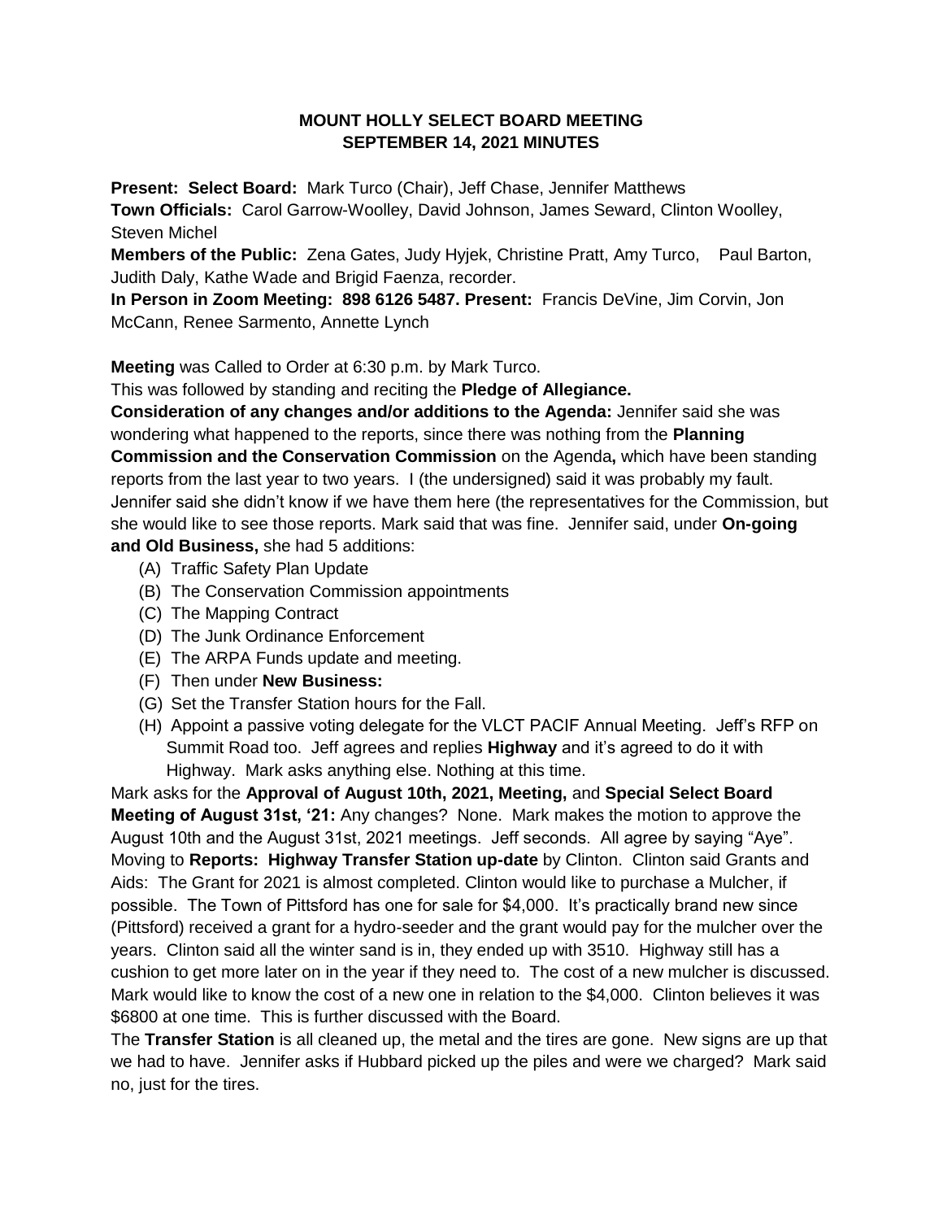# MOUNT HOLLY SELECT BOARD MEETING
## SEPTEMBER 14, 2021 MINUTES

**Present: Select Board:** Mark Turco (Chair), Jeff Chase, Jennifer Matthews
**Town Officials:** Carol Garrow-Woolley, David Johnson, James Seward, Clinton Woolley, Steven Michel
**Members of the Public:** Zena Gates, Judy Hyjek, Christine Pratt, Amy Turco, Paul Barton, Judith Daly, Kathe Wade and Brigid Faenza, recorder.
**In Person in Zoom Meeting: 898 6126 5487. Present:** Francis DeVine, Jim Corvin, Jon McCann, Renee Sarmento, Annette Lynch

**Meeting** was Called to Order at 6:30 p.m. by Mark Turco.

This was followed by standing and reciting the **Pledge of Allegiance.**

**Consideration of any changes and/or additions to the Agenda:** Jennifer said she was wondering what happened to the reports, since there was nothing from the **Planning Commission and the Conservation Commission** on the Agenda**,** which have been standing reports from the last year to two years. I (the undersigned) said it was probably my fault. Jennifer said she didn't know if we have them here (the representatives for the Commission, but she would like to see those reports. Mark said that was fine. Jennifer said, under **On-going and Old Business,** she had 5 additions:

- (A) Traffic Safety Plan Update
- (B) The Conservation Commission appointments
- (C) The Mapping Contract
- (D) The Junk Ordinance Enforcement
- (E) The ARPA Funds update and meeting.
- (F) Then under **New Business:**
- (G) Set the Transfer Station hours for the Fall.
- (H) Appoint a passive voting delegate for the VLCT PACIF Annual Meeting. Jeff's RFP on Summit Road too. Jeff agrees and replies **Highway** and it's agreed to do it with Highway. Mark asks anything else. Nothing at this time.

Mark asks for the **Approval of August 10th, 2021, Meeting,** and **Special Select Board Meeting of August 31st, '21:** Any changes? None. Mark makes the motion to approve the August 10th and the August 31st, 2021 meetings. Jeff seconds. All agree by saying "Aye".

Moving to **Reports: Highway Transfer Station up-date** by Clinton. Clinton said Grants and Aids: The Grant for 2021 is almost completed. Clinton would like to purchase a Mulcher, if possible. The Town of Pittsford has one for sale for $4,000. It's practically brand new since (Pittsford) received a grant for a hydro-seeder and the grant would pay for the mulcher over the years. Clinton said all the winter sand is in, they ended up with 3510. Highway still has a cushion to get more later on in the year if they need to. The cost of a new mulcher is discussed. Mark would like to know the cost of a new one in relation to the $4,000. Clinton believes it was $6800 at one time. This is further discussed with the Board.

The **Transfer Station** is all cleaned up, the metal and the tires are gone. New signs are up that we had to have. Jennifer asks if Hubbard picked up the piles and were we charged? Mark said no, just for the tires.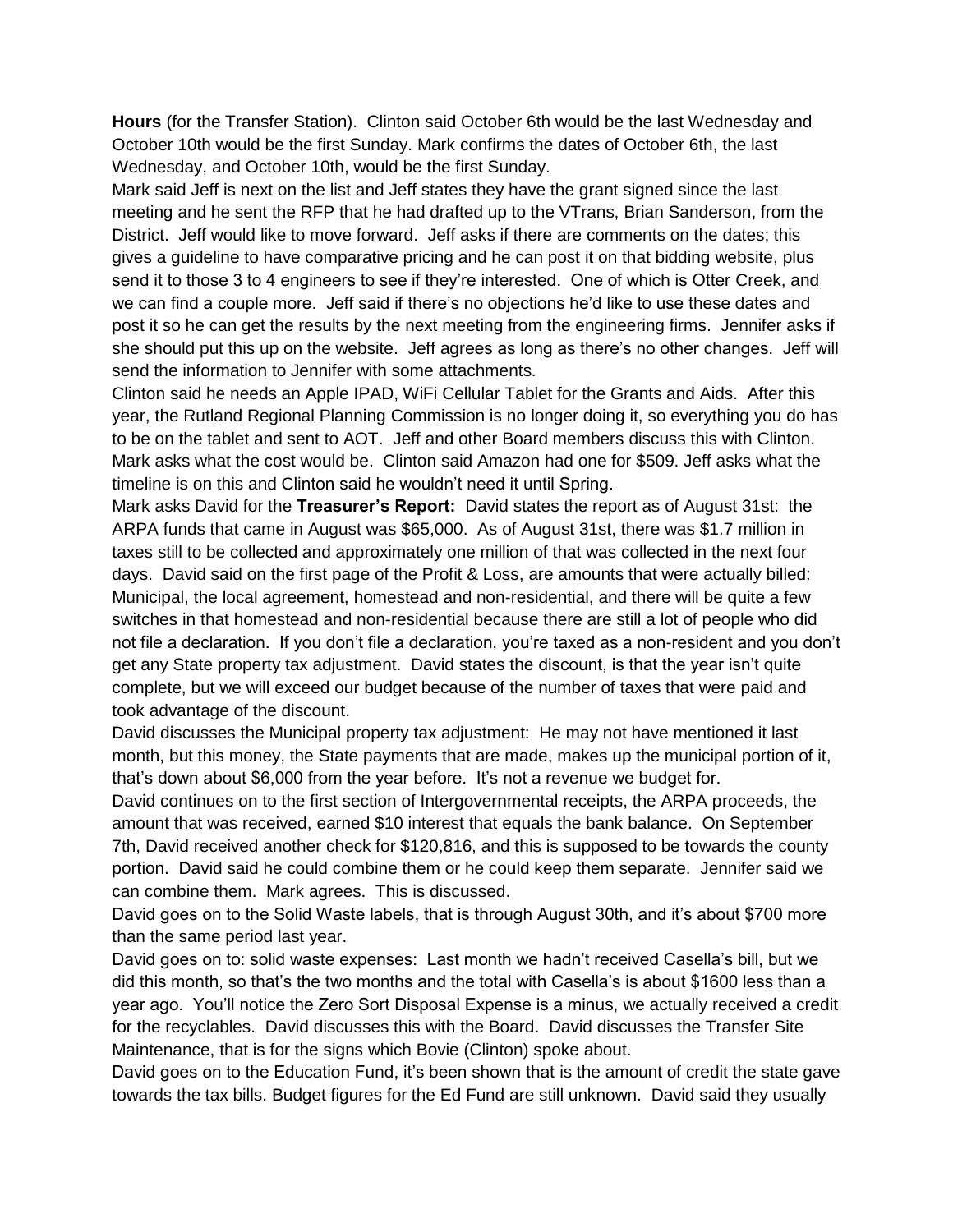**Hours** (for the Transfer Station). Clinton said October 6th would be the last Wednesday and October 10th would be the first Sunday. Mark confirms the dates of October 6th, the last Wednesday, and October 10th, would be the first Sunday.

Mark said Jeff is next on the list and Jeff states they have the grant signed since the last meeting and he sent the RFP that he had drafted up to the VTrans, Brian Sanderson, from the District. Jeff would like to move forward. Jeff asks if there are comments on the dates; this gives a guideline to have comparative pricing and he can post it on that bidding website, plus send it to those 3 to 4 engineers to see if they're interested. One of which is Otter Creek, and we can find a couple more. Jeff said if there's no objections he'd like to use these dates and post it so he can get the results by the next meeting from the engineering firms. Jennifer asks if she should put this up on the website. Jeff agrees as long as there's no other changes. Jeff will send the information to Jennifer with some attachments.

Clinton said he needs an Apple IPAD, WiFi Cellular Tablet for the Grants and Aids. After this year, the Rutland Regional Planning Commission is no longer doing it, so everything you do has to be on the tablet and sent to AOT. Jeff and other Board members discuss this with Clinton. Mark asks what the cost would be. Clinton said Amazon had one for $509. Jeff asks what the timeline is on this and Clinton said he wouldn't need it until Spring.

Mark asks David for the **Treasurer's Report:** David states the report as of August 31st: the ARPA funds that came in August was $65,000. As of August 31st, there was $1.7 million in taxes still to be collected and approximately one million of that was collected in the next four days. David said on the first page of the Profit & Loss, are amounts that were actually billed: Municipal, the local agreement, homestead and non-residential, and there will be quite a few switches in that homestead and non-residential because there are still a lot of people who did not file a declaration. If you don't file a declaration, you're taxed as a non-resident and you don't get any State property tax adjustment. David states the discount, is that the year isn't quite complete, but we will exceed our budget because of the number of taxes that were paid and took advantage of the discount.

David discusses the Municipal property tax adjustment: He may not have mentioned it last month, but this money, the State payments that are made, makes up the municipal portion of it, that's down about $6,000 from the year before. It's not a revenue we budget for.

David continues on to the first section of Intergovernmental receipts, the ARPA proceeds, the amount that was received, earned $10 interest that equals the bank balance. On September 7th, David received another check for $120,816, and this is supposed to be towards the county portion. David said he could combine them or he could keep them separate. Jennifer said we can combine them. Mark agrees. This is discussed.

David goes on to the Solid Waste labels, that is through August 30th, and it's about $700 more than the same period last year.

David goes on to: solid waste expenses: Last month we hadn't received Casella's bill, but we did this month, so that's the two months and the total with Casella's is about $1600 less than a year ago. You'll notice the Zero Sort Disposal Expense is a minus, we actually received a credit for the recyclables. David discusses this with the Board. David discusses the Transfer Site Maintenance, that is for the signs which Bovie (Clinton) spoke about.

David goes on to the Education Fund, it's been shown that is the amount of credit the state gave towards the tax bills. Budget figures for the Ed Fund are still unknown. David said they usually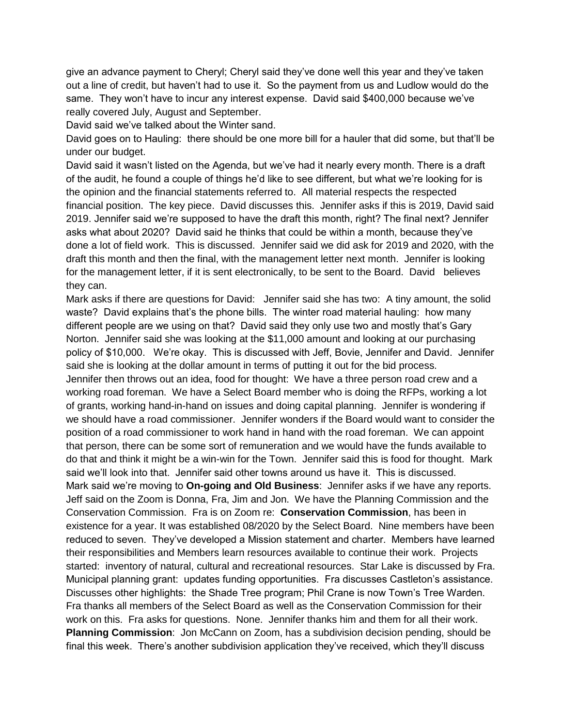give an advance payment to Cheryl; Cheryl said they've done well this year and they've taken out a line of credit, but haven't had to use it. So the payment from us and Ludlow would do the same. They won't have to incur any interest expense. David said $400,000 because we've really covered July, August and September.

David said we've talked about the Winter sand.

David goes on to Hauling: there should be one more bill for a hauler that did some, but that'll be under our budget.

David said it wasn't listed on the Agenda, but we've had it nearly every month. There is a draft of the audit, he found a couple of things he'd like to see different, but what we're looking for is the opinion and the financial statements referred to. All material respects the respected financial position. The key piece. David discusses this. Jennifer asks if this is 2019, David said 2019. Jennifer said we're supposed to have the draft this month, right? The final next? Jennifer asks what about 2020? David said he thinks that could be within a month, because they've done a lot of field work. This is discussed. Jennifer said we did ask for 2019 and 2020, with the draft this month and then the final, with the management letter next month. Jennifer is looking for the management letter, if it is sent electronically, to be sent to the Board. David believes they can.

Mark asks if there are questions for David: Jennifer said she has two: A tiny amount, the solid waste? David explains that's the phone bills. The winter road material hauling: how many different people are we using on that? David said they only use two and mostly that's Gary Norton. Jennifer said she was looking at the $11,000 amount and looking at our purchasing policy of $10,000. We're okay. This is discussed with Jeff, Bovie, Jennifer and David. Jennifer said she is looking at the dollar amount in terms of putting it out for the bid process.

Jennifer then throws out an idea, food for thought: We have a three person road crew and a working road foreman. We have a Select Board member who is doing the RFPs, working a lot of grants, working hand-in-hand on issues and doing capital planning. Jennifer is wondering if we should have a road commissioner. Jennifer wonders if the Board would want to consider the position of a road commissioner to work hand in hand with the road foreman. We can appoint that person, there can be some sort of remuneration and we would have the funds available to do that and think it might be a win-win for the Town. Jennifer said this is food for thought. Mark said we'll look into that. Jennifer said other towns around us have it. This is discussed.

Mark said we're moving to **On-going and Old Business**: Jennifer asks if we have any reports. Jeff said on the Zoom is Donna, Fra, Jim and Jon. We have the Planning Commission and the Conservation Commission. Fra is on Zoom re: **Conservation Commission**, has been in existence for a year. It was established 08/2020 by the Select Board. Nine members have been reduced to seven. They've developed a Mission statement and charter. Members have learned their responsibilities and Members learn resources available to continue their work. Projects started: inventory of natural, cultural and recreational resources. Star Lake is discussed by Fra. Municipal planning grant: updates funding opportunities. Fra discusses Castleton's assistance. Discusses other highlights: the Shade Tree program; Phil Crane is now Town's Tree Warden. Fra thanks all members of the Select Board as well as the Conservation Commission for their work on this. Fra asks for questions. None. Jennifer thanks him and them for all their work.

**Planning Commission**: Jon McCann on Zoom, has a subdivision decision pending, should be final this week. There's another subdivision application they've received, which they'll discuss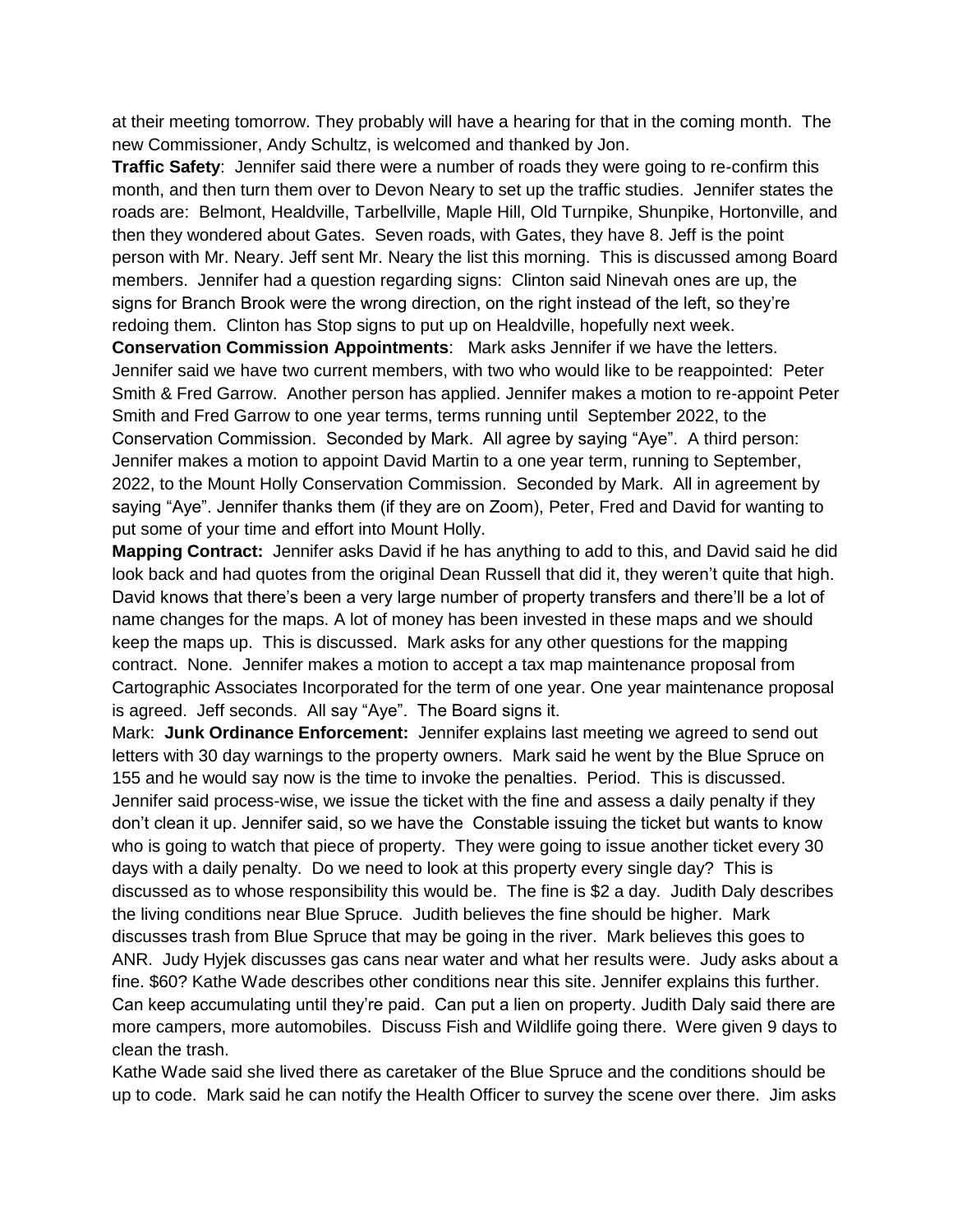at their meeting tomorrow. They probably will have a hearing for that in the coming month. The new Commissioner, Andy Schultz, is welcomed and thanked by Jon.

**Traffic Safety**: Jennifer said there were a number of roads they were going to re-confirm this month, and then turn them over to Devon Neary to set up the traffic studies. Jennifer states the roads are: Belmont, Healdville, Tarbellville, Maple Hill, Old Turnpike, Shunpike, Hortonville, and then they wondered about Gates. Seven roads, with Gates, they have 8. Jeff is the point person with Mr. Neary. Jeff sent Mr. Neary the list this morning. This is discussed among Board members. Jennifer had a question regarding signs: Clinton said Ninevah ones are up, the signs for Branch Brook were the wrong direction, on the right instead of the left, so they're redoing them. Clinton has Stop signs to put up on Healdville, hopefully next week.

**Conservation Commission Appointments**: Mark asks Jennifer if we have the letters. Jennifer said we have two current members, with two who would like to be reappointed: Peter Smith & Fred Garrow. Another person has applied. Jennifer makes a motion to re-appoint Peter Smith and Fred Garrow to one year terms, terms running until September 2022, to the Conservation Commission. Seconded by Mark. All agree by saying "Aye". A third person: Jennifer makes a motion to appoint David Martin to a one year term, running to September, 2022, to the Mount Holly Conservation Commission. Seconded by Mark. All in agreement by saying "Aye". Jennifer thanks them (if they are on Zoom), Peter, Fred and David for wanting to put some of your time and effort into Mount Holly.

**Mapping Contract:** Jennifer asks David if he has anything to add to this, and David said he did look back and had quotes from the original Dean Russell that did it, they weren't quite that high. David knows that there's been a very large number of property transfers and there'll be a lot of name changes for the maps. A lot of money has been invested in these maps and we should keep the maps up. This is discussed. Mark asks for any other questions for the mapping contract. None. Jennifer makes a motion to accept a tax map maintenance proposal from Cartographic Associates Incorporated for the term of one year. One year maintenance proposal is agreed. Jeff seconds. All say "Aye". The Board signs it.

Mark: **Junk Ordinance Enforcement:** Jennifer explains last meeting we agreed to send out letters with 30 day warnings to the property owners. Mark said he went by the Blue Spruce on 155 and he would say now is the time to invoke the penalties. Period. This is discussed. Jennifer said process-wise, we issue the ticket with the fine and assess a daily penalty if they don't clean it up. Jennifer said, so we have the Constable issuing the ticket but wants to know who is going to watch that piece of property. They were going to issue another ticket every 30 days with a daily penalty. Do we need to look at this property every single day? This is discussed as to whose responsibility this would be. The fine is $2 a day. Judith Daly describes the living conditions near Blue Spruce. Judith believes the fine should be higher. Mark discusses trash from Blue Spruce that may be going in the river. Mark believes this goes to ANR. Judy Hyjek discusses gas cans near water and what her results were. Judy asks about a fine. $60? Kathe Wade describes other conditions near this site. Jennifer explains this further. Can keep accumulating until they're paid. Can put a lien on property. Judith Daly said there are more campers, more automobiles. Discuss Fish and Wildlife going there. Were given 9 days to clean the trash.

Kathe Wade said she lived there as caretaker of the Blue Spruce and the conditions should be up to code. Mark said he can notify the Health Officer to survey the scene over there. Jim asks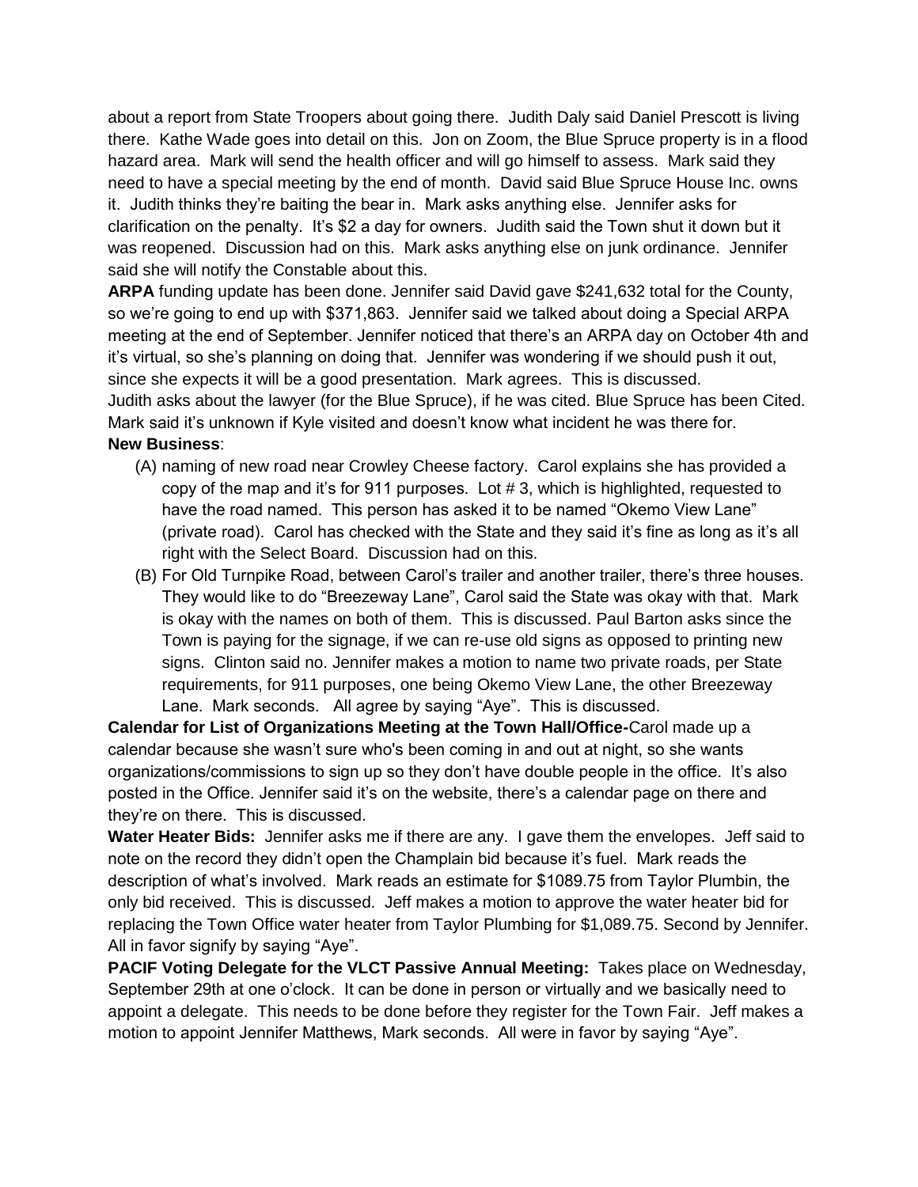about a report from State Troopers about going there. Judith Daly said Daniel Prescott is living there. Kathe Wade goes into detail on this. Jon on Zoom, the Blue Spruce property is in a flood hazard area. Mark will send the health officer and will go himself to assess. Mark said they need to have a special meeting by the end of month. David said Blue Spruce House Inc. owns it. Judith thinks they're baiting the bear in. Mark asks anything else. Jennifer asks for clarification on the penalty. It's $2 a day for owners. Judith said the Town shut it down but it was reopened. Discussion had on this. Mark asks anything else on junk ordinance. Jennifer said she will notify the Constable about this.

**ARPA** funding update has been done. Jennifer said David gave $241,632 total for the County, so we're going to end up with $371,863. Jennifer said we talked about doing a Special ARPA meeting at the end of September. Jennifer noticed that there's an ARPA day on October 4th and it's virtual, so she's planning on doing that. Jennifer was wondering if we should push it out, since she expects it will be a good presentation. Mark agrees. This is discussed.

Judith asks about the lawyer (for the Blue Spruce), if he was cited. Blue Spruce has been Cited. Mark said it's unknown if Kyle visited and doesn't know what incident he was there for.

**New Business**:

(A) naming of new road near Crowley Cheese factory. Carol explains she has provided a copy of the map and it's for 911 purposes. Lot # 3, which is highlighted, requested to have the road named. This person has asked it to be named "Okemo View Lane" (private road). Carol has checked with the State and they said it's fine as long as it's all right with the Select Board. Discussion had on this.

(B) For Old Turnpike Road, between Carol's trailer and another trailer, there's three houses. They would like to do "Breezeway Lane", Carol said the State was okay with that. Mark is okay with the names on both of them. This is discussed. Paul Barton asks since the Town is paying for the signage, if we can re-use old signs as opposed to printing new signs. Clinton said no. Jennifer makes a motion to name two private roads, per State requirements, for 911 purposes, one being Okemo View Lane, the other Breezeway Lane. Mark seconds. All agree by saying "Aye". This is discussed.

**Calendar for List of Organizations Meeting at the Town Hall/Office-**Carol made up a calendar because she wasn't sure who's been coming in and out at night, so she wants organizations/commissions to sign up so they don't have double people in the office. It's also posted in the Office. Jennifer said it's on the website, there's a calendar page on there and they're on there. This is discussed.

**Water Heater Bids:** Jennifer asks me if there are any. I gave them the envelopes. Jeff said to note on the record they didn't open the Champlain bid because it's fuel. Mark reads the description of what's involved. Mark reads an estimate for $1089.75 from Taylor Plumbin, the only bid received. This is discussed. Jeff makes a motion to approve the water heater bid for replacing the Town Office water heater from Taylor Plumbing for $1,089.75. Second by Jennifer. All in favor signify by saying "Aye".

**PACIF Voting Delegate for the VLCT Passive Annual Meeting:** Takes place on Wednesday, September 29th at one o'clock. It can be done in person or virtually and we basically need to appoint a delegate. This needs to be done before they register for the Town Fair. Jeff makes a motion to appoint Jennifer Matthews, Mark seconds. All were in favor by saying "Aye".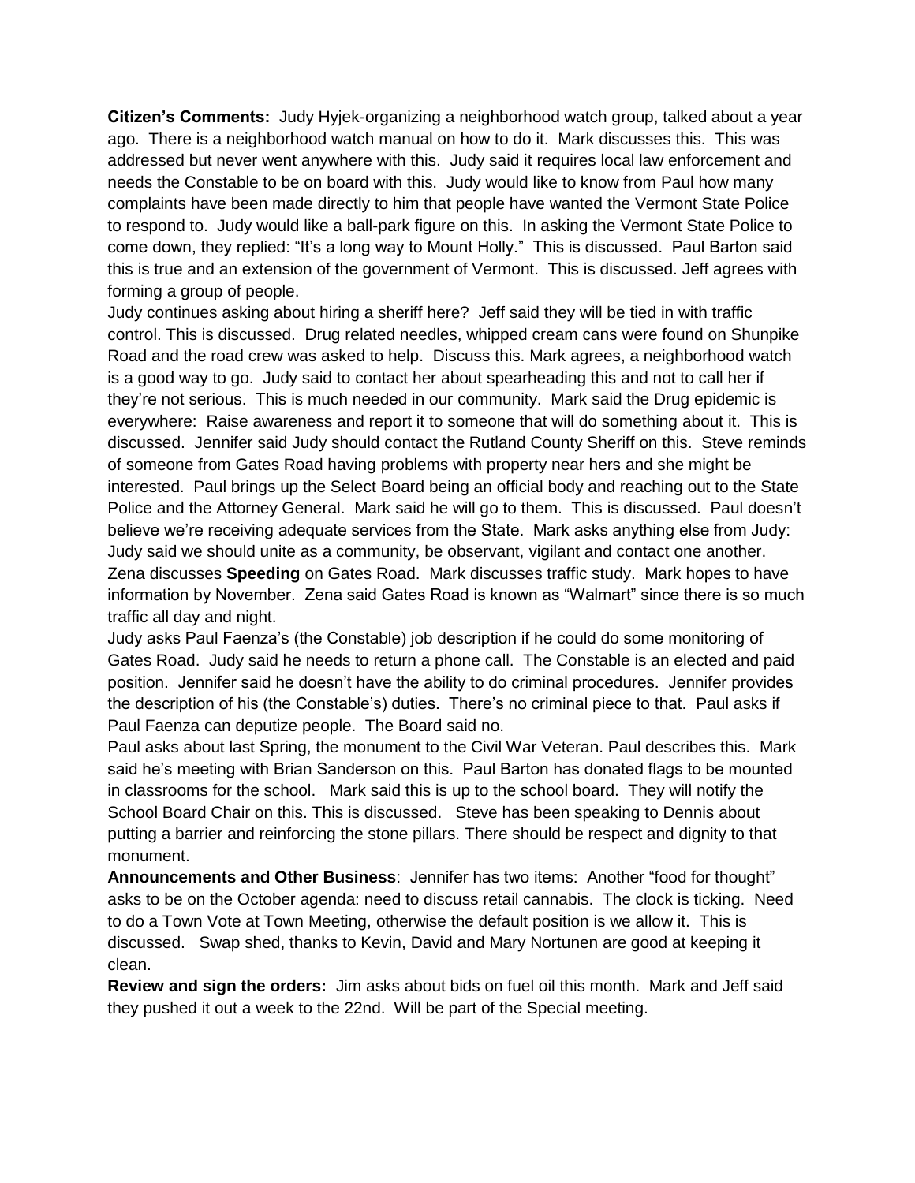**Citizen's Comments:** Judy Hyjek-organizing a neighborhood watch group, talked about a year ago. There is a neighborhood watch manual on how to do it. Mark discusses this. This was addressed but never went anywhere with this. Judy said it requires local law enforcement and needs the Constable to be on board with this. Judy would like to know from Paul how many complaints have been made directly to him that people have wanted the Vermont State Police to respond to. Judy would like a ball-park figure on this. In asking the Vermont State Police to come down, they replied: "It's a long way to Mount Holly." This is discussed. Paul Barton said this is true and an extension of the government of Vermont. This is discussed. Jeff agrees with forming a group of people.

Judy continues asking about hiring a sheriff here? Jeff said they will be tied in with traffic control. This is discussed. Drug related needles, whipped cream cans were found on Shunpike Road and the road crew was asked to help. Discuss this. Mark agrees, a neighborhood watch is a good way to go. Judy said to contact her about spearheading this and not to call her if they're not serious. This is much needed in our community. Mark said the Drug epidemic is everywhere: Raise awareness and report it to someone that will do something about it. This is discussed. Jennifer said Judy should contact the Rutland County Sheriff on this. Steve reminds of someone from Gates Road having problems with property near hers and she might be interested. Paul brings up the Select Board being an official body and reaching out to the State Police and the Attorney General. Mark said he will go to them. This is discussed. Paul doesn't believe we're receiving adequate services from the State. Mark asks anything else from Judy: Judy said we should unite as a community, be observant, vigilant and contact one another.

Zena discusses **Speeding** on Gates Road. Mark discusses traffic study. Mark hopes to have information by November. Zena said Gates Road is known as "Walmart" since there is so much traffic all day and night.

Judy asks Paul Faenza's (the Constable) job description if he could do some monitoring of Gates Road. Judy said he needs to return a phone call. The Constable is an elected and paid position. Jennifer said he doesn't have the ability to do criminal procedures. Jennifer provides the description of his (the Constable's) duties. There's no criminal piece to that. Paul asks if Paul Faenza can deputize people. The Board said no.

Paul asks about last Spring, the monument to the Civil War Veteran. Paul describes this. Mark said he's meeting with Brian Sanderson on this. Paul Barton has donated flags to be mounted in classrooms for the school. Mark said this is up to the school board. They will notify the School Board Chair on this. This is discussed. Steve has been speaking to Dennis about putting a barrier and reinforcing the stone pillars. There should be respect and dignity to that monument.

**Announcements and Other Business**: Jennifer has two items: Another "food for thought" asks to be on the October agenda: need to discuss retail cannabis. The clock is ticking. Need to do a Town Vote at Town Meeting, otherwise the default position is we allow it. This is discussed. Swap shed, thanks to Kevin, David and Mary Nortunen are good at keeping it clean.

**Review and sign the orders:** Jim asks about bids on fuel oil this month. Mark and Jeff said they pushed it out a week to the 22nd. Will be part of the Special meeting.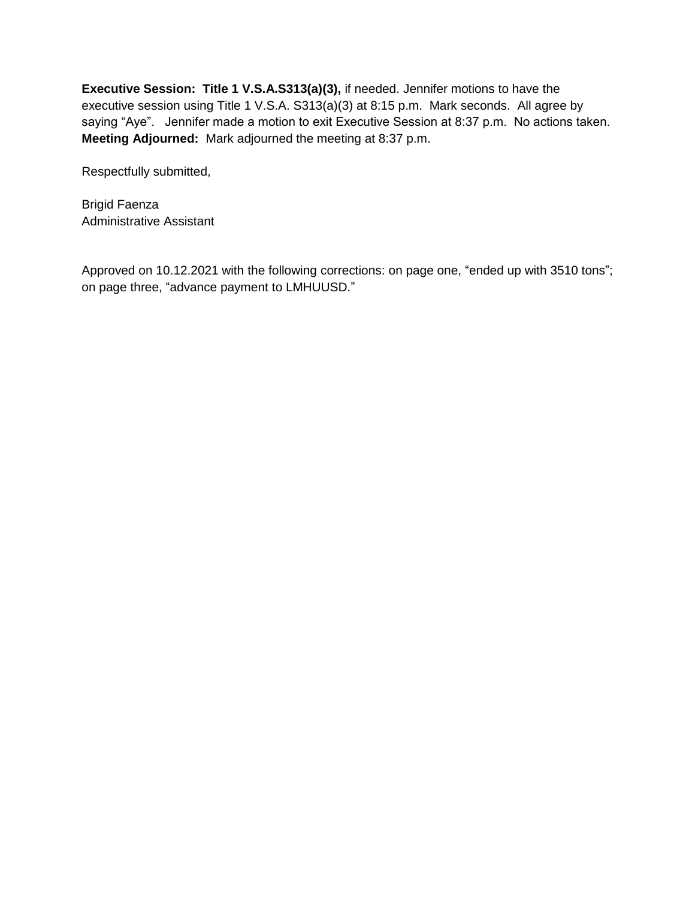**Executive Session: Title 1 V.S.A.S313(a)(3),** if needed. Jennifer motions to have the executive session using Title 1 V.S.A. S313(a)(3) at 8:15 p.m. Mark seconds. All agree by saying "Aye". Jennifer made a motion to exit Executive Session at 8:37 p.m. No actions taken.
**Meeting Adjourned:** Mark adjourned the meeting at 8:37 p.m.

Respectfully submitted,

Brigid Faenza
Administrative Assistant

Approved on 10.12.2021 with the following corrections: on page one, "ended up with 3510 tons"; on page three, "advance payment to LMHUUSD."